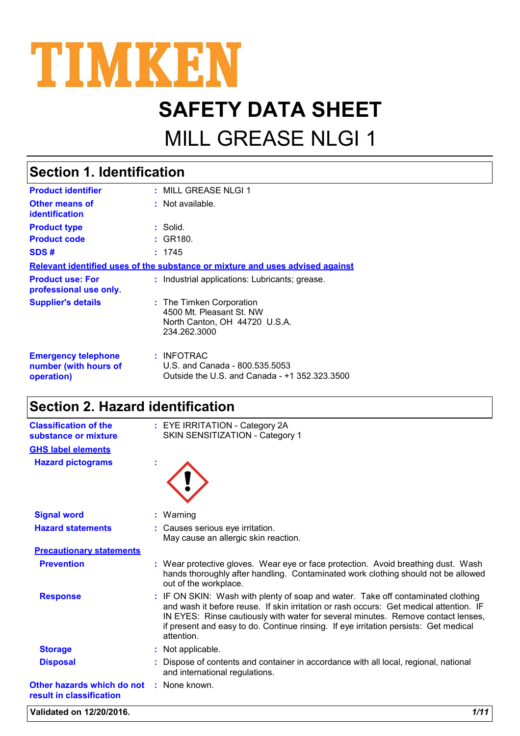# TIMKEN

# SAFETY DATA SHEET

## MILL GREASE NLGI 1

## Section 1. Identification

**Product identifier** : MILL GREASE NLGI 1

**Other means of identification** : Not available.

**Product type** : Solid.

**Product code** : GR180.

**SDS #** : 1745

**Relevant identified uses of the substance or mixture and uses advised against**

**Product use: For professional use only.** : Industrial applications: Lubricants; grease.

**Supplier's details** : The Timken Corporation
4500 Mt. Pleasant St. NW
North Canton, OH 44720 U.S.A.
234.262.3000

**Emergency telephone number (with hours of operation)** : INFOTRAC
U.S. and Canada - 800.535.5053
Outside the U.S. and Canada - +1 352.323.3500

## Section 2. Hazard identification

**Classification of the substance or mixture** : EYE IRRITATION - Category 2A
SKIN SENSITIZATION - Category 1

**GHS label elements**

**Hazard pictograms** :

**Signal word** : Warning

**Hazard statements** : Causes serious eye irritation.
May cause an allergic skin reaction.

**Precautionary statements**

**Prevention** : Wear protective gloves. Wear eye or face protection. Avoid breathing dust. Wash hands thoroughly after handling. Contaminated work clothing should not be allowed out of the workplace.

**Response** : IF ON SKIN: Wash with plenty of soap and water. Take off contaminated clothing and wash it before reuse. If skin irritation or rash occurs: Get medical attention. IF IN EYES: Rinse cautiously with water for several minutes. Remove contact lenses, if present and easy to do. Continue rinsing. If eye irritation persists: Get medical attention.

**Storage** : Not applicable.

**Disposal** : Dispose of contents and container in accordance with all local, regional, national and international regulations.

**Other hazards which do not result in classification** : None known.

**Validated on 12/20/2016.**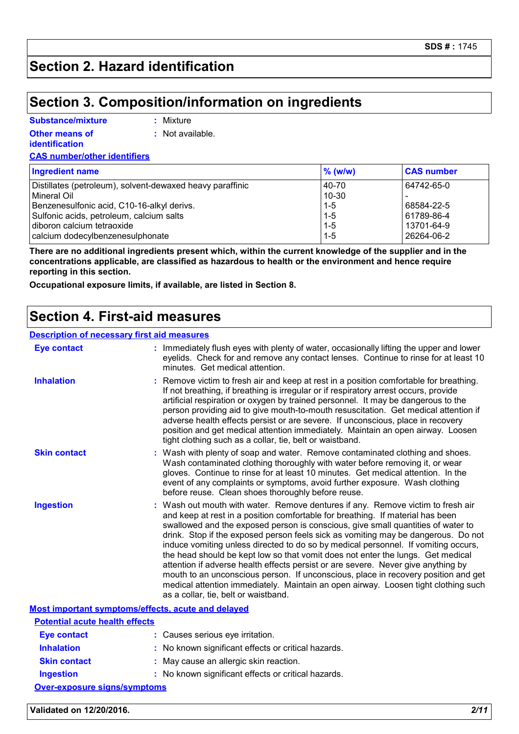## Section 2. Hazard identification

## Section 3. Composition/information on ingredients

**Substance/mixture** : Mixture

**Other means of identification** : Not available.

**CAS number/other identifiers**

| Ingredient name | % (w/w) | CAS number |
|---|---|---|
| Distillates (petroleum), solvent-dewaxed heavy paraffinic | 40-70 | 64742-65-0 |
| Mineral Oil | 10-30 | - |
| Benzenesulfonic acid, C10-16-alkyl derivs. | 1-5 | 68584-22-5 |
| Sulfonic acids, petroleum, calcium salts | 1-5 | 61789-86-4 |
| diboron calcium tetraoxide | 1-5 | 13701-64-9 |
| calcium dodecylbenzenesulphonate | 1-5 | 26264-06-2 |

**There are no additional ingredients present which, within the current knowledge of the supplier and in the concentrations applicable, are classified as hazardous to health or the environment and hence require reporting in this section.**

**Occupational exposure limits, if available, are listed in Section 8.**

## Section 4. First-aid measures

**Description of necessary first aid measures**

**Eye contact** : Immediately flush eyes with plenty of water, occasionally lifting the upper and lower eyelids. Check for and remove any contact lenses. Continue to rinse for at least 10 minutes. Get medical attention.

**Inhalation** : Remove victim to fresh air and keep at rest in a position comfortable for breathing. If not breathing, if breathing is irregular or if respiratory arrest occurs, provide artificial respiration or oxygen by trained personnel. It may be dangerous to the person providing aid to give mouth-to-mouth resuscitation. Get medical attention if adverse health effects persist or are severe. If unconscious, place in recovery position and get medical attention immediately. Maintain an open airway. Loosen tight clothing such as a collar, tie, belt or waistband.

**Skin contact** : Wash with plenty of soap and water. Remove contaminated clothing and shoes. Wash contaminated clothing thoroughly with water before removing it, or wear gloves. Continue to rinse for at least 10 minutes. Get medical attention. In the event of any complaints or symptoms, avoid further exposure. Wash clothing before reuse. Clean shoes thoroughly before reuse.

**Ingestion** : Wash out mouth with water. Remove dentures if any. Remove victim to fresh air and keep at rest in a position comfortable for breathing. If material has been swallowed and the exposed person is conscious, give small quantities of water to drink. Stop if the exposed person feels sick as vomiting may be dangerous. Do not induce vomiting unless directed to do so by medical personnel. If vomiting occurs, the head should be kept low so that vomit does not enter the lungs. Get medical attention if adverse health effects persist or are severe. Never give anything by mouth to an unconscious person. If unconscious, place in recovery position and get medical attention immediately. Maintain an open airway. Loosen tight clothing such as a collar, tie, belt or waistband.

**Most important symptoms/effects, acute and delayed**

**Potential acute health effects**

**Eye contact** : Causes serious eye irritation.

**Inhalation** : No known significant effects or critical hazards.

**Skin contact** : May cause an allergic skin reaction.

**Ingestion** : No known significant effects or critical hazards.

**Over-exposure signs/symptoms**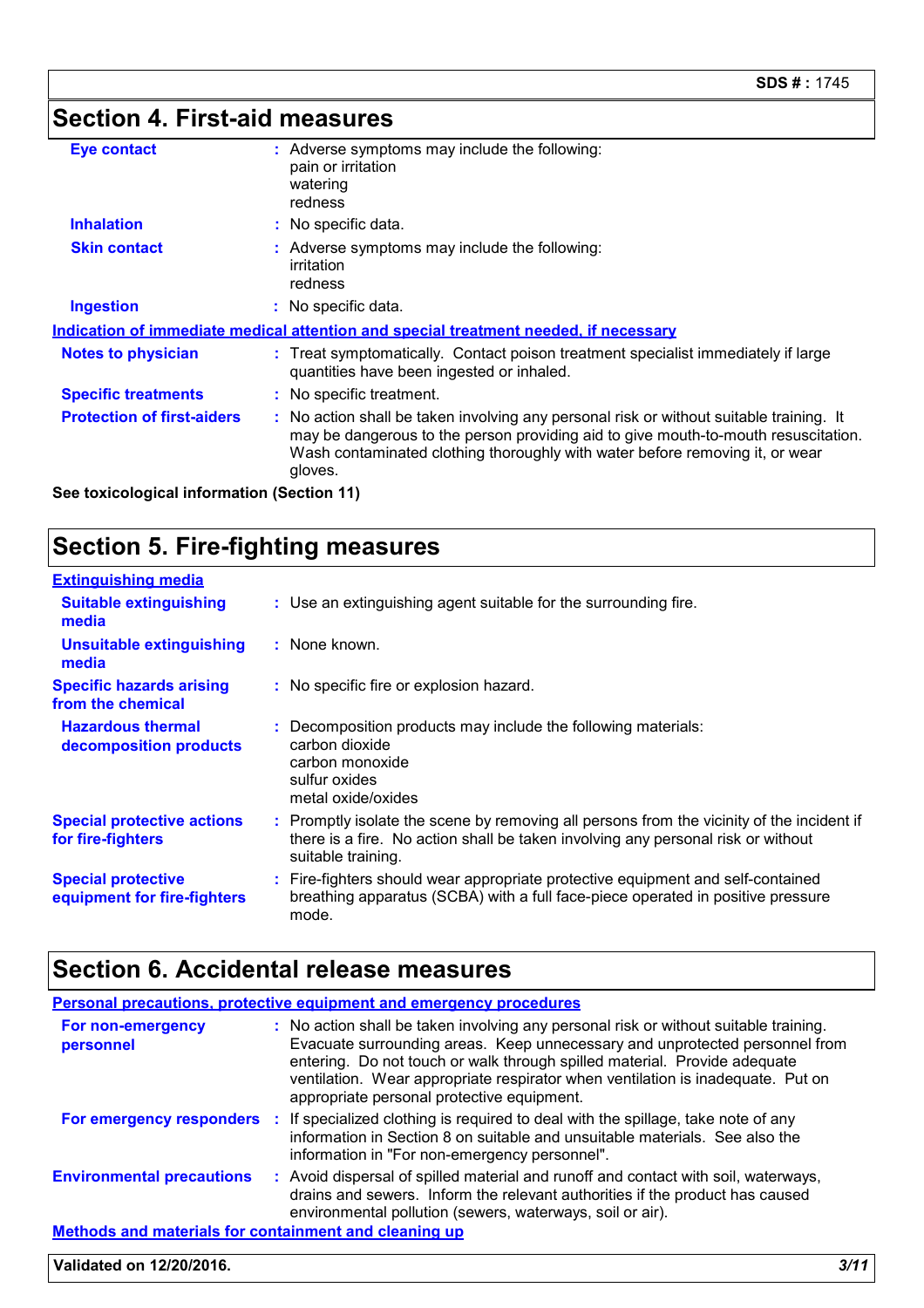## Section 4. First-aid measures

| | |
|---|---|
| **Eye contact** | Adverse symptoms may include the following:<br>pain or irritation<br>watering<br>redness |
| **Inhalation** | No specific data. |
| **Skin contact** | Adverse symptoms may include the following:<br>irritation<br>redness |
| **Ingestion** | No specific data. |

**Indication of immediate medical attention and special treatment needed, if necessary**

| | |
|---|---|
| **Notes to physician** | Treat symptomatically. Contact poison treatment specialist immediately if large quantities have been ingested or inhaled. |
| **Specific treatments** | No specific treatment. |
| **Protection of first-aiders** | No action shall be taken involving any personal risk or without suitable training. It may be dangerous to the person providing aid to give mouth-to-mouth resuscitation. Wash contaminated clothing thoroughly with water before removing it, or wear gloves. |

**See toxicological information (Section 11)**

## Section 5. Fire-fighting measures

**Extinguishing media**

| | |
|---|---|
| **Suitable extinguishing media** | Use an extinguishing agent suitable for the surrounding fire. |
| **Unsuitable extinguishing media** | None known. |
| **Specific hazards arising from the chemical** | No specific fire or explosion hazard. |
| **Hazardous thermal decomposition products** | Decomposition products may include the following materials:<br>carbon dioxide<br>carbon monoxide<br>sulfur oxides<br>metal oxide/oxides |
| **Special protective actions for fire-fighters** | Promptly isolate the scene by removing all persons from the vicinity of the incident if there is a fire. No action shall be taken involving any personal risk or without suitable training. |
| **Special protective equipment for fire-fighters** | Fire-fighters should wear appropriate protective equipment and self-contained breathing apparatus (SCBA) with a full face-piece operated in positive pressure mode. |

## Section 6. Accidental release measures

**Personal precautions, protective equipment and emergency procedures**

| | |
|---|---|
| **For non-emergency personnel** | No action shall be taken involving any personal risk or without suitable training. Evacuate surrounding areas. Keep unnecessary and unprotected personnel from entering. Do not touch or walk through spilled material. Provide adequate ventilation. Wear appropriate respirator when ventilation is inadequate. Put on appropriate personal protective equipment. |
| **For emergency responders** | If specialized clothing is required to deal with the spillage, take note of any information in Section 8 on suitable and unsuitable materials. See also the information in "For non-emergency personnel". |
| **Environmental precautions** | Avoid dispersal of spilled material and runoff and contact with soil, waterways, drains and sewers. Inform the relevant authorities if the product has caused environmental pollution (sewers, waterways, soil or air). |

**Methods and materials for containment and cleaning up**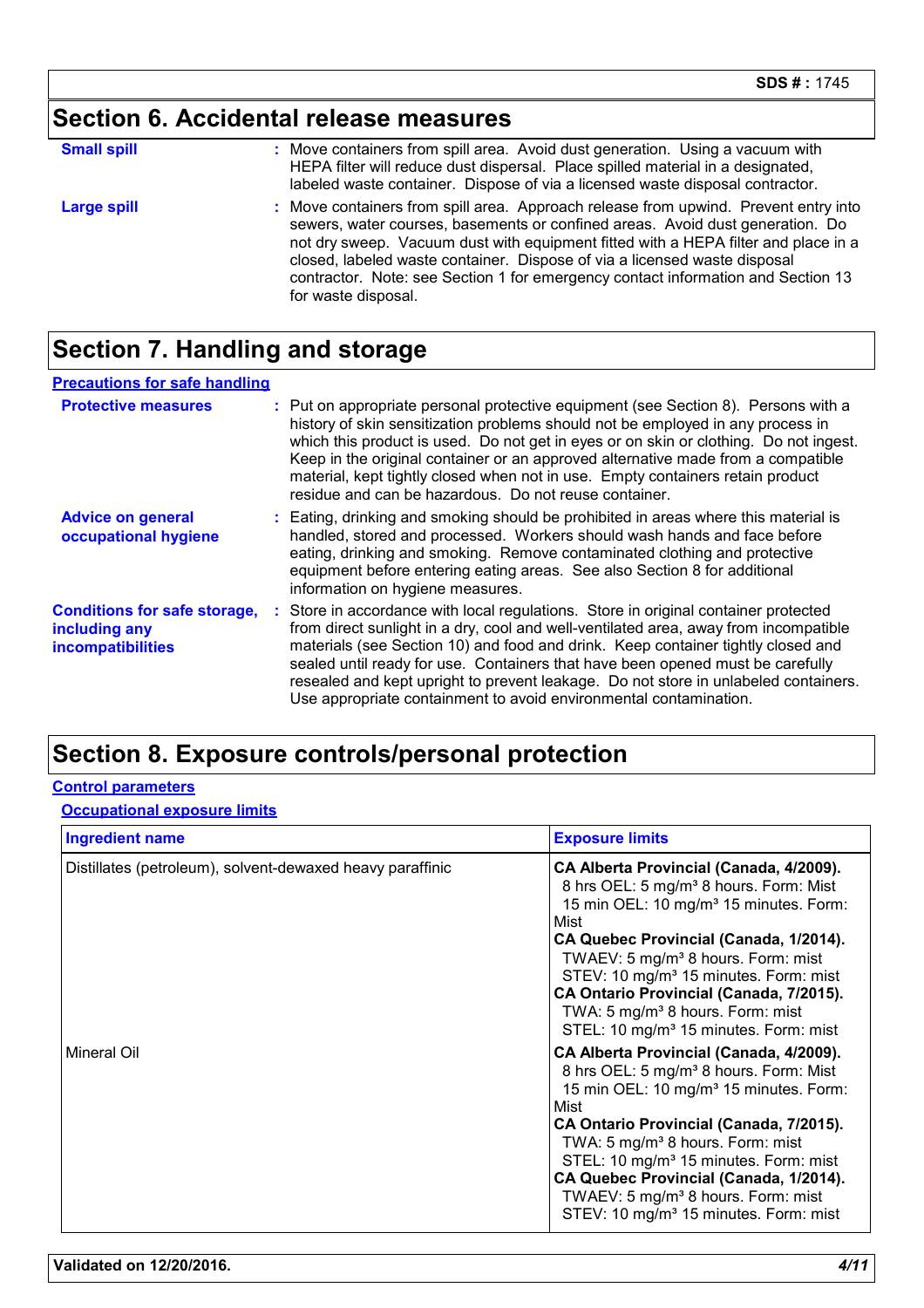## Section 6. Accidental release measures

**Small spill** : Move containers from spill area. Avoid dust generation. Using a vacuum with HEPA filter will reduce dust dispersal. Place spilled material in a designated, labeled waste container. Dispose of via a licensed waste disposal contractor.

**Large spill** : Move containers from spill area. Approach release from upwind. Prevent entry into sewers, water courses, basements or confined areas. Avoid dust generation. Do not dry sweep. Vacuum dust with equipment fitted with a HEPA filter and place in a closed, labeled waste container. Dispose of via a licensed waste disposal contractor. Note: see Section 1 for emergency contact information and Section 13 for waste disposal.

## Section 7. Handling and storage

### Precautions for safe handling

**Protective measures** : Put on appropriate personal protective equipment (see Section 8). Persons with a history of skin sensitization problems should not be employed in any process in which this product is used. Do not get in eyes or on skin or clothing. Do not ingest. Keep in the original container or an approved alternative made from a compatible material, kept tightly closed when not in use. Empty containers retain product residue and can be hazardous. Do not reuse container.

**Advice on general occupational hygiene** : Eating, drinking and smoking should be prohibited in areas where this material is handled, stored and processed. Workers should wash hands and face before eating, drinking and smoking. Remove contaminated clothing and protective equipment before entering eating areas. See also Section 8 for additional information on hygiene measures.

**Conditions for safe storage, including any incompatibilities** : Store in accordance with local regulations. Store in original container protected from direct sunlight in a dry, cool and well-ventilated area, away from incompatible materials (see Section 10) and food and drink. Keep container tightly closed and sealed until ready for use. Containers that have been opened must be carefully resealed and kept upright to prevent leakage. Do not store in unlabeled containers. Use appropriate containment to avoid environmental contamination.

## Section 8. Exposure controls/personal protection

### Control parameters

#### Occupational exposure limits

| Ingredient name | Exposure limits |
|---|---|
| Distillates (petroleum), solvent-dewaxed heavy paraffinic | **CA Alberta Provincial (Canada, 4/2009).**<br>8 hrs OEL: 5 mg/m³ 8 hours. Form: Mist<br>15 min OEL: 10 mg/m³ 15 minutes. Form: Mist<br>**CA Quebec Provincial (Canada, 1/2014).**<br>TWAEV: 5 mg/m³ 8 hours. Form: mist<br>STEV: 10 mg/m³ 15 minutes. Form: mist<br>**CA Ontario Provincial (Canada, 7/2015).**<br>TWA: 5 mg/m³ 8 hours. Form: mist<br>STEL: 10 mg/m³ 15 minutes. Form: mist |
| Mineral Oil | **CA Alberta Provincial (Canada, 4/2009).**<br>8 hrs OEL: 5 mg/m³ 8 hours. Form: Mist<br>15 min OEL: 10 mg/m³ 15 minutes. Form: Mist<br>**CA Ontario Provincial (Canada, 7/2015).**<br>TWA: 5 mg/m³ 8 hours. Form: mist<br>STEL: 10 mg/m³ 15 minutes. Form: mist<br>**CA Quebec Provincial (Canada, 1/2014).**<br>TWAEV: 5 mg/m³ 8 hours. Form: mist<br>STEV: 10 mg/m³ 15 minutes. Form: mist |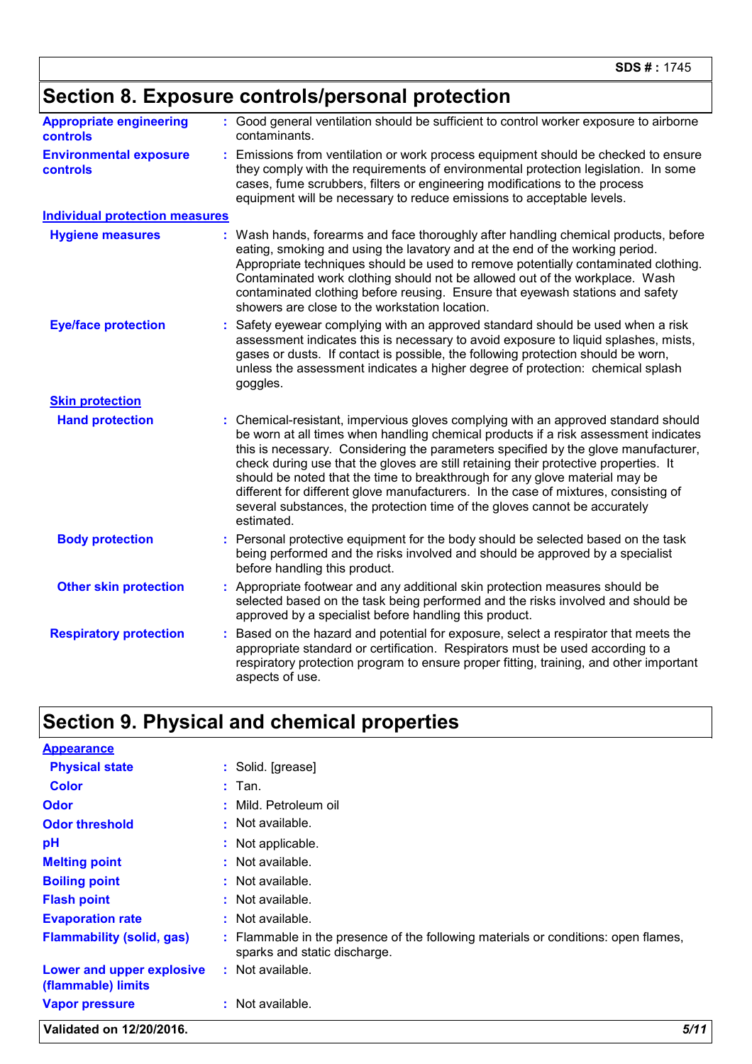## Section 8. Exposure controls/personal protection

**Appropriate engineering controls** : Good general ventilation should be sufficient to control worker exposure to airborne contaminants.

**Environmental exposure controls** : Emissions from ventilation or work process equipment should be checked to ensure they comply with the requirements of environmental protection legislation. In some cases, fume scrubbers, filters or engineering modifications to the process equipment will be necessary to reduce emissions to acceptable levels.

### Individual protection measures

**Hygiene measures** : Wash hands, forearms and face thoroughly after handling chemical products, before eating, smoking and using the lavatory and at the end of the working period. Appropriate techniques should be used to remove potentially contaminated clothing. Contaminated work clothing should not be allowed out of the workplace. Wash contaminated clothing before reusing. Ensure that eyewash stations and safety showers are close to the workstation location.

**Eye/face protection** : Safety eyewear complying with an approved standard should be used when a risk assessment indicates this is necessary to avoid exposure to liquid splashes, mists, gases or dusts. If contact is possible, the following protection should be worn, unless the assessment indicates a higher degree of protection: chemical splash goggles.

#### Skin protection

**Hand protection** : Chemical-resistant, impervious gloves complying with an approved standard should be worn at all times when handling chemical products if a risk assessment indicates this is necessary. Considering the parameters specified by the glove manufacturer, check during use that the gloves are still retaining their protective properties. It should be noted that the time to breakthrough for any glove material may be different for different glove manufacturers. In the case of mixtures, consisting of several substances, the protection time of the gloves cannot be accurately estimated.

**Body protection** : Personal protective equipment for the body should be selected based on the task being performed and the risks involved and should be approved by a specialist before handling this product.

**Other skin protection** : Appropriate footwear and any additional skin protection measures should be selected based on the task being performed and the risks involved and should be approved by a specialist before handling this product.

**Respiratory protection** : Based on the hazard and potential for exposure, select a respirator that meets the appropriate standard or certification. Respirators must be used according to a respiratory protection program to ensure proper fitting, training, and other important aspects of use.

## Section 9. Physical and chemical properties

### Appearance

**Physical state** : Solid. [grease]

**Color** : Tan.

**Odor** : Mild. Petroleum oil

**Odor threshold** : Not available.

**pH** : Not applicable.

**Melting point** : Not available.

**Boiling point** : Not available.

**Flash point** : Not available.

**Evaporation rate** : Not available.

**Flammability (solid, gas)** : Flammable in the presence of the following materials or conditions: open flames, sparks and static discharge.

**Lower and upper explosive (flammable) limits** : Not available.

**Vapor pressure** : Not available.

Validated on 12/20/2016.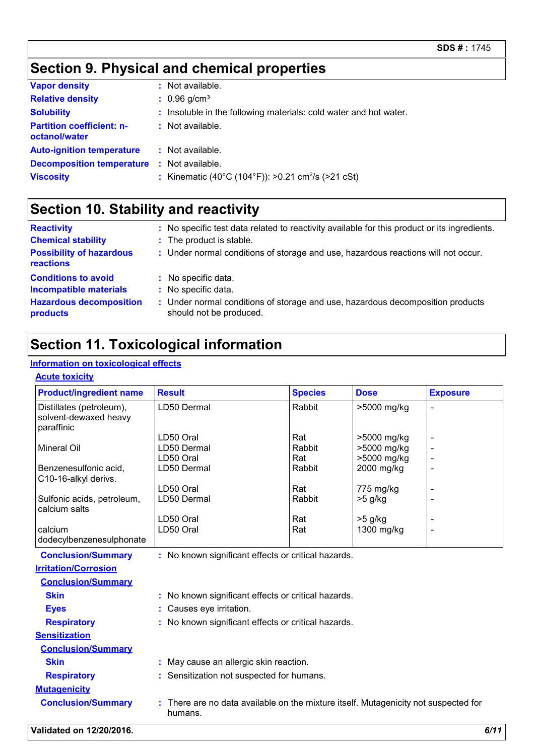## Section 9. Physical and chemical properties

| | |
|---|---|
| **Vapor density** | : Not available. |
| **Relative density** | : 0.96 g/cm³ |
| **Solubility** | : Insoluble in the following materials: cold water and hot water. |
| **Partition coefficient: n-octanol/water** | : Not available. |
| **Auto-ignition temperature** | : Not available. |
| **Decomposition temperature** | : Not available. |
| **Viscosity** | : Kinematic (40°C (104°F)): >0.21 $cm^2/s$ (>21 cSt) |

## Section 10. Stability and reactivity

| | |
|---|---|
| **Reactivity** | : No specific test data related to reactivity available for this product or its ingredients. |
| **Chemical stability** | : The product is stable. |
| **Possibility of hazardous reactions** | : Under normal conditions of storage and use, hazardous reactions will not occur. |
| **Conditions to avoid** | : No specific data. |
| **Incompatible materials** | : No specific data. |
| **Hazardous decomposition products** | : Under normal conditions of storage and use, hazardous decomposition products should not be produced. |

## Section 11. Toxicological information

### Information on toxicological effects

#### Acute toxicity

| Product/ingredient name | Result | Species | Dose | Exposure |
|---|---|---|---|---|
| Distillates (petroleum), solvent-dewaxed heavy paraffinic | LD50 Dermal | Rabbit | >5000 mg/kg | - |
| | LD50 Oral | Rat | >5000 mg/kg | - |
| Mineral Oil | LD50 Dermal | Rabbit | >5000 mg/kg | - |
| | LD50 Oral | Rat | >5000 mg/kg | - |
| Benzenesulfonic acid, C10-16-alkyl derivs. | LD50 Dermal | Rabbit | 2000 mg/kg | - |
| | LD50 Oral | Rat | 775 mg/kg | - |
| Sulfonic acids, petroleum, calcium salts | LD50 Dermal | Rabbit | >5 g/kg | - |
| | LD50 Oral | Rat | >5 g/kg | - |
| calcium dodecylbenzenesulphonate | LD50 Oral | Rat | 1300 mg/kg | - |

**Conclusion/Summary** : No known significant effects or critical hazards.

#### Irritation/Corrosion

**Conclusion/Summary**

- **Skin** : No known significant effects or critical hazards.
- **Eyes** : Causes eye irritation.
- **Respiratory** : No known significant effects or critical hazards.

#### Sensitization

**Conclusion/Summary**

- **Skin** : May cause an allergic skin reaction.
- **Respiratory** : Sensitization not suspected for humans.

#### Mutagenicity

**Conclusion/Summary** : There are no data available on the mixture itself. Mutagenicity not suspected for humans.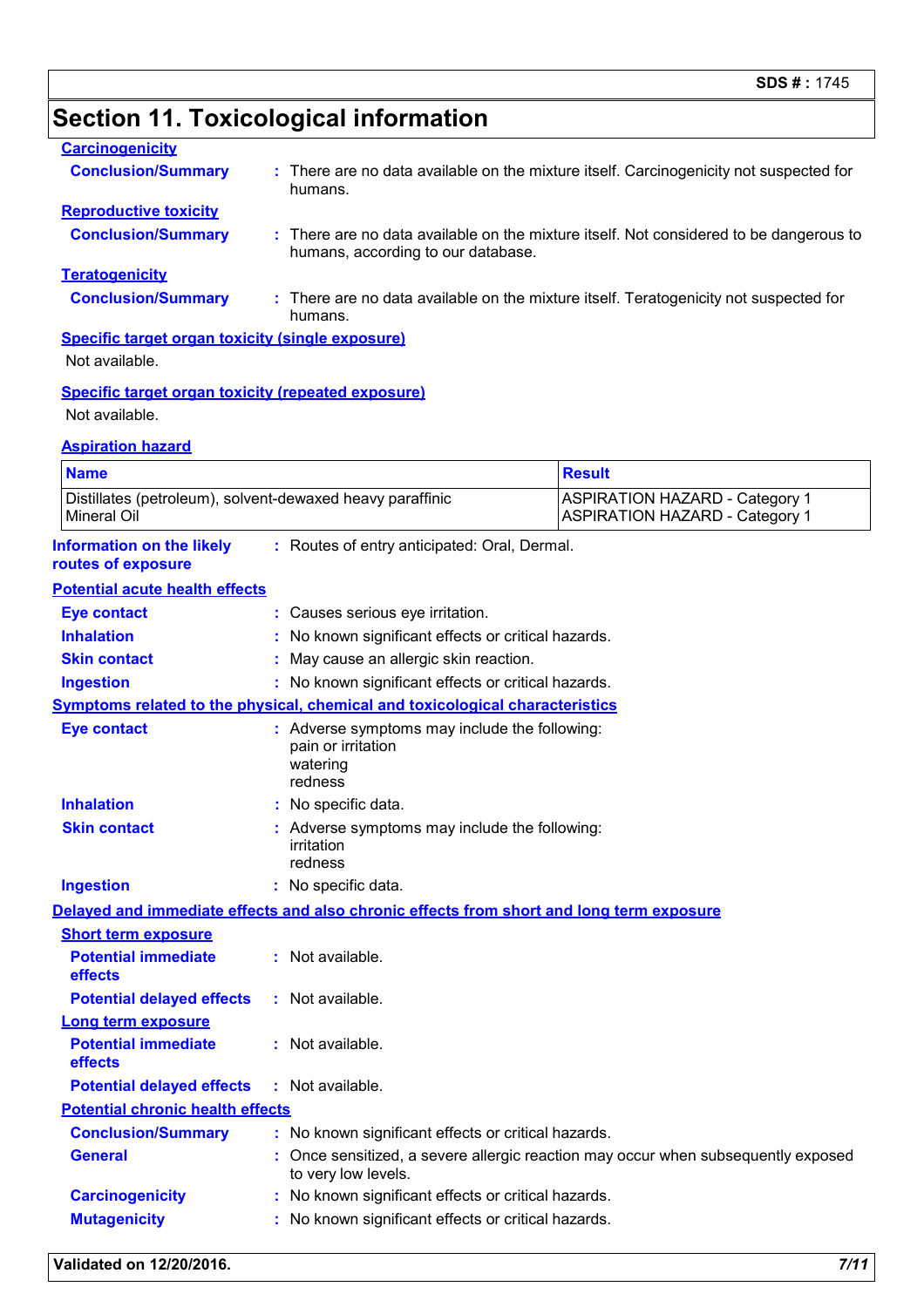## Section 11. Toxicological information

**Carcinogenicity**

**Conclusion/Summary** : There are no data available on the mixture itself. Carcinogenicity not suspected for humans.

**Reproductive toxicity**

**Conclusion/Summary** : There are no data available on the mixture itself. Not considered to be dangerous to humans, according to our database.

**Teratogenicity**

**Conclusion/Summary** : There are no data available on the mixture itself. Teratogenicity not suspected for humans.

**Specific target organ toxicity (single exposure)**

Not available.

**Specific target organ toxicity (repeated exposure)**

Not available.

**Aspiration hazard**

| Name | Result |
|---|---|
| Distillates (petroleum), solvent-dewaxed heavy paraffinic | ASPIRATION HAZARD - Category 1 |
| Mineral Oil | ASPIRATION HAZARD - Category 1 |

**Information on the likely routes of exposure** : Routes of entry anticipated: Oral, Dermal.

**Potential acute health effects**

**Eye contact** : Causes serious eye irritation.
**Inhalation** : No known significant effects or critical hazards.
**Skin contact** : May cause an allergic skin reaction.
**Ingestion** : No known significant effects or critical hazards.

**Symptoms related to the physical, chemical and toxicological characteristics**

**Eye contact** : Adverse symptoms may include the following:
pain or irritation
watering
redness

**Inhalation** : No specific data.

**Skin contact** : Adverse symptoms may include the following:
irritation
redness

**Ingestion** : No specific data.

**Delayed and immediate effects and also chronic effects from short and long term exposure**

**Short term exposure**

**Potential immediate effects** : Not available.
**Potential delayed effects** : Not available.

**Long term exposure**

**Potential immediate effects** : Not available.
**Potential delayed effects** : Not available.

**Potential chronic health effects**

**Conclusion/Summary** : No known significant effects or critical hazards.
**General** : Once sensitized, a severe allergic reaction may occur when subsequently exposed to very low levels.
**Carcinogenicity** : No known significant effects or critical hazards.
**Mutagenicity** : No known significant effects or critical hazards.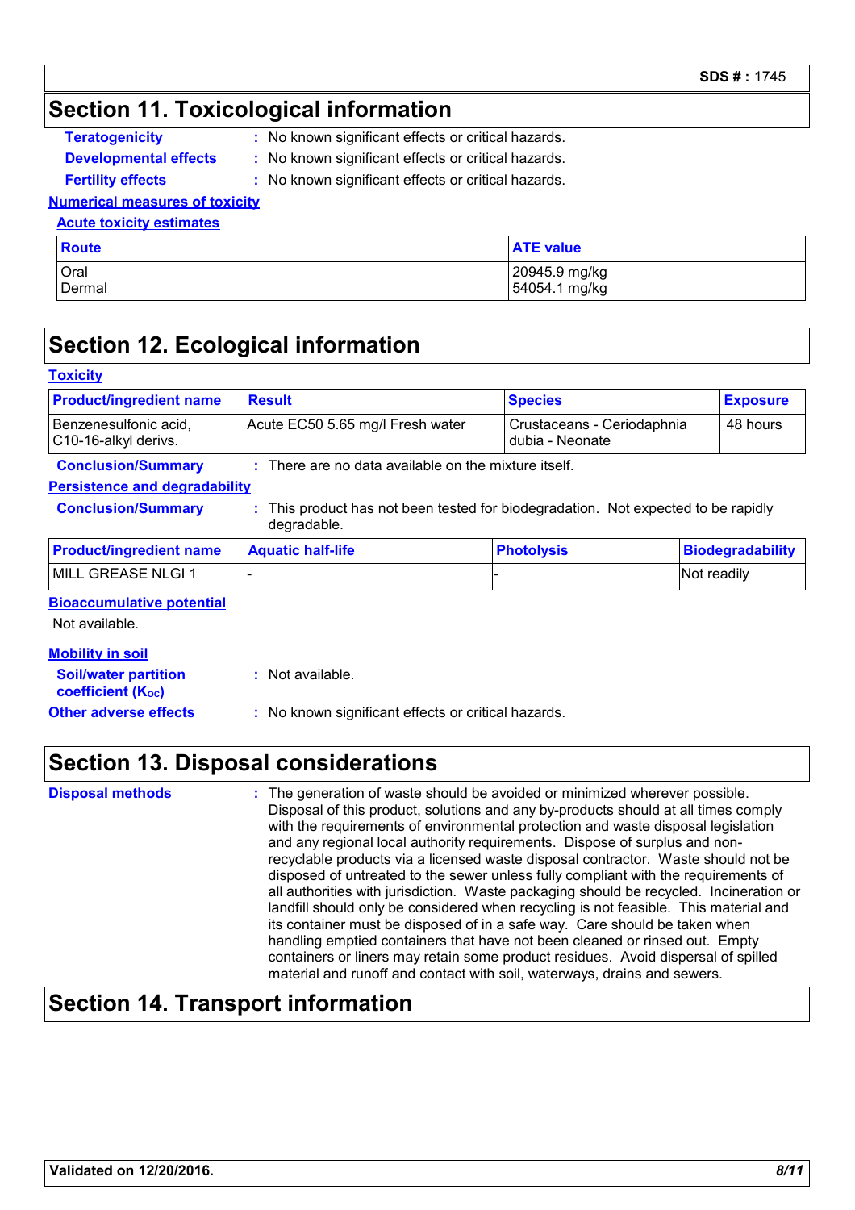## Section 11. Toxicological information

**Teratogenicity** : No known significant effects or critical hazards.

**Developmental effects** : No known significant effects or critical hazards.

**Fertility effects** : No known significant effects or critical hazards.

**Numerical measures of toxicity**

**Acute toxicity estimates**

| Route | ATE value |
|---|---|
| Oral | 20945.9 mg/kg |
| Dermal | 54054.1 mg/kg |

## Section 12. Ecological information

**Toxicity**

| Product/ingredient name | Result | Species | Exposure |
|---|---|---|---|
| Benzenesulfonic acid, C10-16-alkyl derivs. | Acute EC50 5.65 mg/l Fresh water | Crustaceans - Ceriodaphnia dubia - Neonate | 48 hours |

**Conclusion/Summary** : There are no data available on the mixture itself.

**Persistence and degradability**

**Conclusion/Summary** : This product has not been tested for biodegradation. Not expected to be rapidly degradable.

| Product/ingredient name | Aquatic half-life | Photolysis | Biodegradability |
|---|---|---|---|
| MILL GREASE NLGI 1 | - | - | Not readily |

**Bioaccumulative potential**

Not available.

**Mobility in soil**

**Soil/water partition coefficient ($K_{OC}$)** : Not available.

**Other adverse effects** : No known significant effects or critical hazards.

## Section 13. Disposal considerations

**Disposal methods** : The generation of waste should be avoided or minimized wherever possible. Disposal of this product, solutions and any by-products should at all times comply with the requirements of environmental protection and waste disposal legislation and any regional local authority requirements. Dispose of surplus and non-recyclable products via a licensed waste disposal contractor. Waste should not be disposed of untreated to the sewer unless fully compliant with the requirements of all authorities with jurisdiction. Waste packaging should be recycled. Incineration or landfill should only be considered when recycling is not feasible. This material and its container must be disposed of in a safe way. Care should be taken when handling emptied containers that have not been cleaned or rinsed out. Empty containers or liners may retain some product residues. Avoid dispersal of spilled material and runoff and contact with soil, waterways, drains and sewers.

## Section 14. Transport information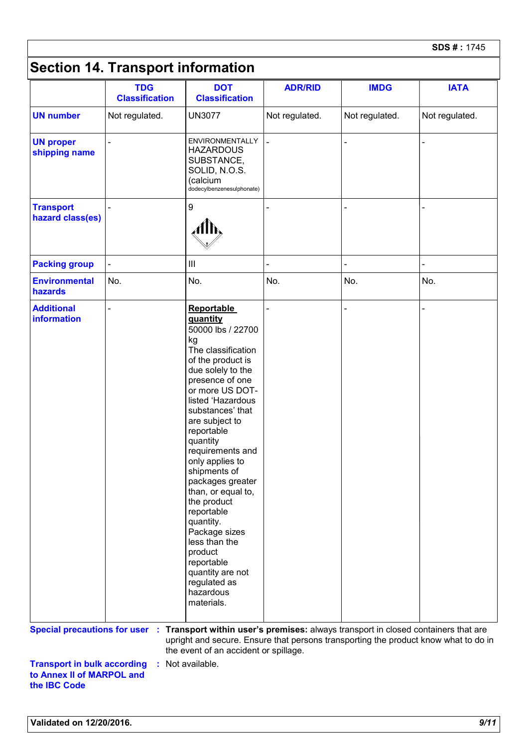## Section 14. Transport information

| | TDG Classification | DOT Classification | ADR/RID | IMDG | IATA |
|---|---|---|---|---|---|
| **UN number** | Not regulated. | UN3077 | Not regulated. | Not regulated. | Not regulated. |
| **UN proper shipping name** | - | ENVIRONMENTALLY HAZARDOUS SUBSTANCE, SOLID, N.O.S. (calcium dodecylbenzenesulphonate) | - | - | - |
| **Transport hazard class(es)** | - | 9 | - | - | - |
| **Packing group** | - | III | - | - | - |
| **Environmental hazards** | No. | No. | No. | No. | No. |
| **Additional information** | - | **Reportable quantity** 50000 lbs / 22700 kg The classification of the product is due solely to the presence of one or more US DOT-listed 'Hazardous substances' that are subject to reportable quantity requirements and only applies to shipments of packages greater than, or equal to, the product reportable quantity. Package sizes less than the product reportable quantity are not regulated as hazardous materials. | - | - | - |

**Special precautions for user** : **Transport within user's premises:** always transport in closed containers that are upright and secure. Ensure that persons transporting the product know what to do in the event of an accident or spillage.

**Transport in bulk according to Annex II of MARPOL and the IBC Code** : Not available.

**Validated on 12/20/2016.**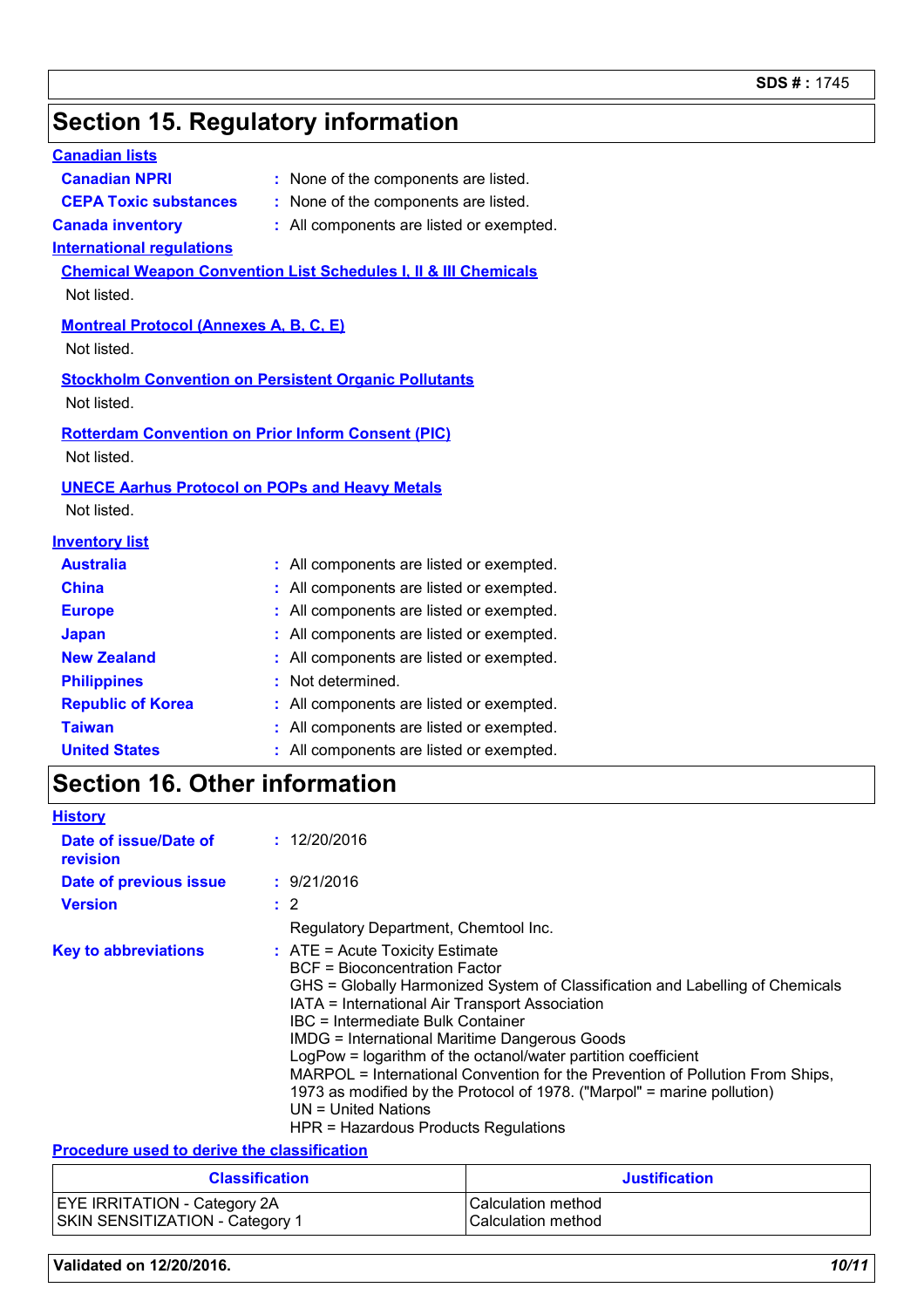## Section 15. Regulatory information

**Canadian lists**

**Canadian NPRI** : None of the components are listed.

**CEPA Toxic substances** : None of the components are listed.

**Canada inventory** : All components are listed or exempted.

**International regulations**

**Chemical Weapon Convention List Schedules I, II & III Chemicals**

Not listed.

**Montreal Protocol (Annexes A, B, C, E)**

Not listed.

**Stockholm Convention on Persistent Organic Pollutants**

Not listed.

**Rotterdam Convention on Prior Inform Consent (PIC)**

Not listed.

**UNECE Aarhus Protocol on POPs and Heavy Metals**

Not listed.

**Inventory list**

**Australia** : All components are listed or exempted.

**China** : All components are listed or exempted.

**Europe** : All components are listed or exempted.

**Japan** : All components are listed or exempted.

**New Zealand** : All components are listed or exempted.

**Philippines** : Not determined.

**Republic of Korea** : All components are listed or exempted.

**Taiwan** : All components are listed or exempted.

**United States** : All components are listed or exempted.

## Section 16. Other information

**History**

**Date of issue/Date of revision** : 12/20/2016

**Date of previous issue** : 9/21/2016

**Version** : 2

Regulatory Department, Chemtool Inc.

**Key to abbreviations** : ATE = Acute Toxicity Estimate
BCF = Bioconcentration Factor
GHS = Globally Harmonized System of Classification and Labelling of Chemicals
IATA = International Air Transport Association
IBC = Intermediate Bulk Container
IMDG = International Maritime Dangerous Goods
LogPow = logarithm of the octanol/water partition coefficient
MARPOL = International Convention for the Prevention of Pollution From Ships, 1973 as modified by the Protocol of 1978. ("Marpol" = marine pollution)
UN = United Nations
HPR = Hazardous Products Regulations

**Procedure used to derive the classification**

| Classification | Justification |
|---|---|
| EYE IRRITATION - Category 2A<br>SKIN SENSITIZATION - Category 1 | Calculation method<br>Calculation method |

**Validated on 12/20/2016.**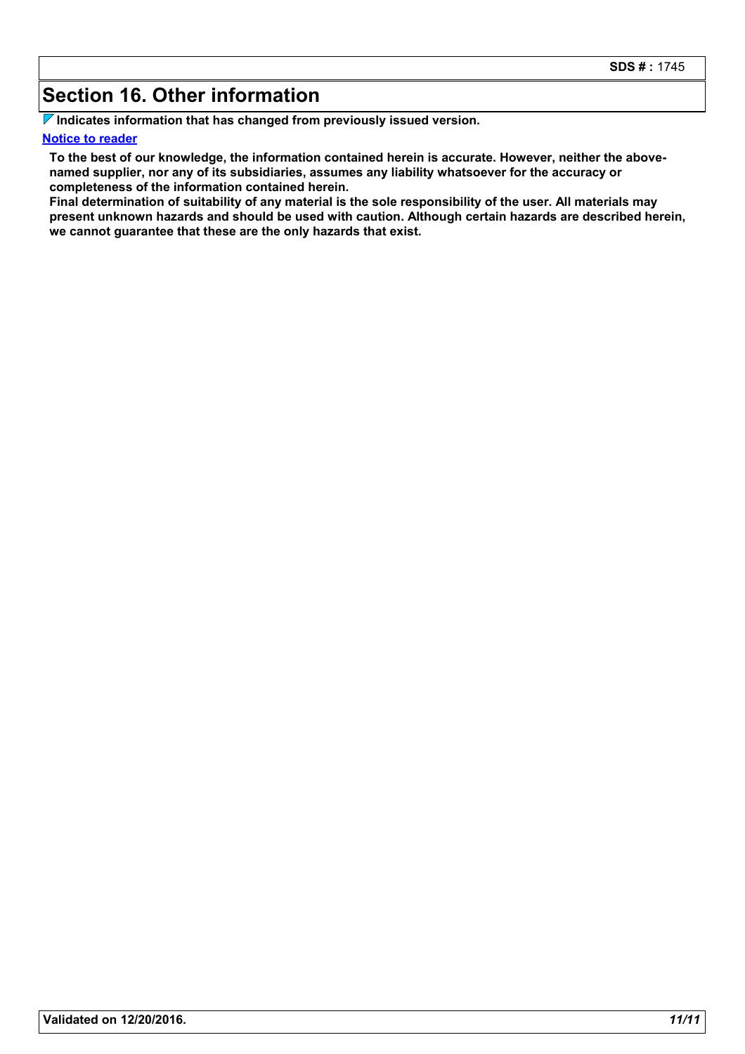## Section 16. Other information

**Indicates information that has changed from previously issued version.**

**Notice to reader**

**To the best of our knowledge, the information contained herein is accurate. However, neither the above-named supplier, nor any of its subsidiaries, assumes any liability whatsoever for the accuracy or completeness of the information contained herein.**
**Final determination of suitability of any material is the sole responsibility of the user. All materials may present unknown hazards and should be used with caution. Although certain hazards are described herein, we cannot guarantee that these are the only hazards that exist.**

**Validated on 12/20/2016.**